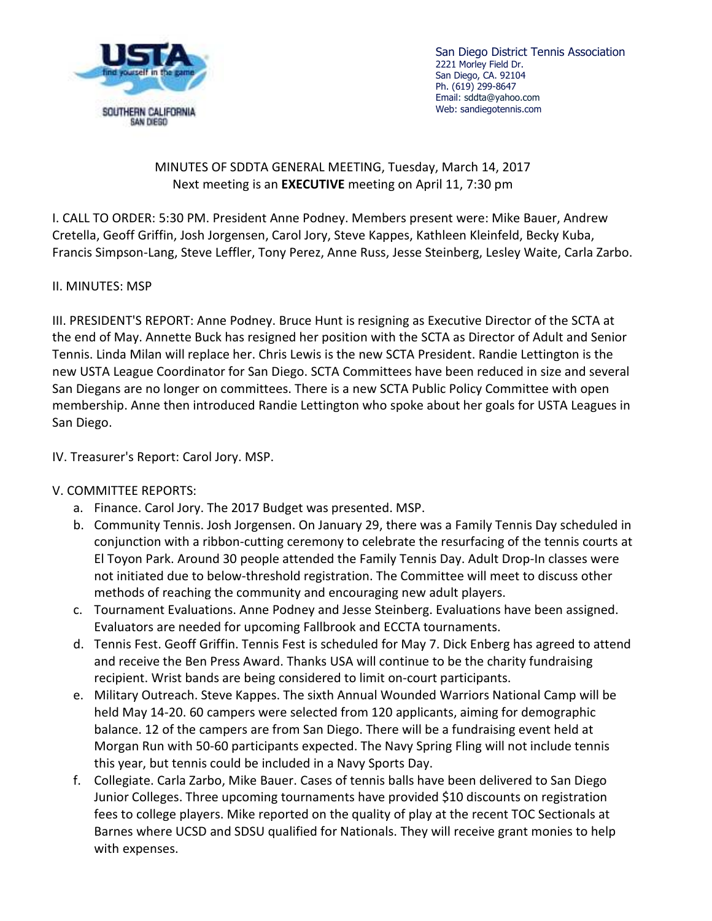San Diego District Tennis Association
2221 Morley Field Dr.
San Diego, CA. 92104
Ph. (619) 299-8647
Email: sddta@yahoo.com
Web: sandiegotennis.com

MINUTES OF SDDTA GENERAL MEETING, Tuesday, March 14, 2017
Next meeting is an **EXECUTIVE** meeting on April 11, 7:30 pm

I. CALL TO ORDER: 5:30 PM. President Anne Podney. Members present were: Mike Bauer, Andrew Cretella, Geoff Griffin, Josh Jorgensen, Carol Jory, Steve Kappes, Kathleen Kleinfeld, Becky Kuba, Francis Simpson-Lang, Steve Leffler, Tony Perez, Anne Russ, Jesse Steinberg, Lesley Waite, Carla Zarbo.

II. MINUTES: MSP

III. PRESIDENT'S REPORT: Anne Podney. Bruce Hunt is resigning as Executive Director of the SCTA at the end of May. Annette Buck has resigned her position with the SCTA as Director of Adult and Senior Tennis. Linda Milan will replace her. Chris Lewis is the new SCTA President. Randie Lettington is the new USTA League Coordinator for San Diego. SCTA Committees have been reduced in size and several San Diegans are no longer on committees. There is a new SCTA Public Policy Committee with open membership. Anne then introduced Randie Lettington who spoke about her goals for USTA Leagues in San Diego.

IV. Treasurer's Report: Carol Jory. MSP.

V. COMMITTEE REPORTS:

a. Finance. Carol Jory. The 2017 Budget was presented. MSP.
b. Community Tennis. Josh Jorgensen. On January 29, there was a Family Tennis Day scheduled in conjunction with a ribbon-cutting ceremony to celebrate the resurfacing of the tennis courts at El Toyon Park. Around 30 people attended the Family Tennis Day. Adult Drop-In classes were not initiated due to below-threshold registration. The Committee will meet to discuss other methods of reaching the community and encouraging new adult players.
c. Tournament Evaluations. Anne Podney and Jesse Steinberg. Evaluations have been assigned. Evaluators are needed for upcoming Fallbrook and ECCTA tournaments.
d. Tennis Fest. Geoff Griffin. Tennis Fest is scheduled for May 7. Dick Enberg has agreed to attend and receive the Ben Press Award. Thanks USA will continue to be the charity fundraising recipient. Wrist bands are being considered to limit on-court participants.
e. Military Outreach. Steve Kappes. The sixth Annual Wounded Warriors National Camp will be held May 14-20. 60 campers were selected from 120 applicants, aiming for demographic balance. 12 of the campers are from San Diego. There will be a fundraising event held at Morgan Run with 50-60 participants expected. The Navy Spring Fling will not include tennis this year, but tennis could be included in a Navy Sports Day.
f. Collegiate. Carla Zarbo, Mike Bauer. Cases of tennis balls have been delivered to San Diego Junior Colleges. Three upcoming tournaments have provided $10 discounts on registration fees to college players. Mike reported on the quality of play at the recent TOC Sectionals at Barnes where UCSD and SDSU qualified for Nationals. They will receive grant monies to help with expenses.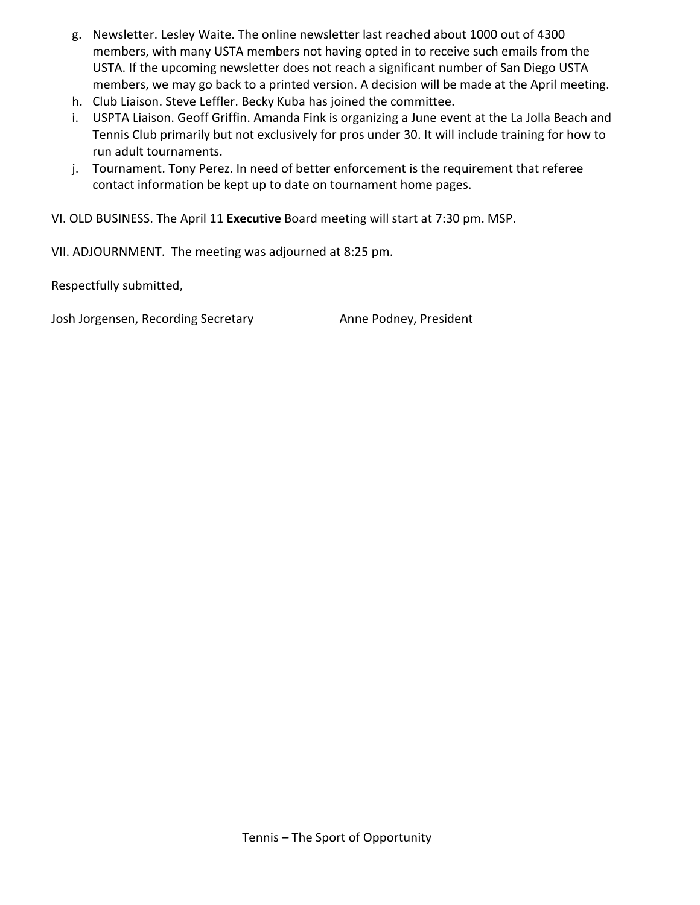g. Newsletter. Lesley Waite. The online newsletter last reached about 1000 out of 4300 members, with many USTA members not having opted in to receive such emails from the USTA. If the upcoming newsletter does not reach a significant number of San Diego USTA members, we may go back to a printed version. A decision will be made at the April meeting.
h. Club Liaison. Steve Leffler. Becky Kuba has joined the committee.
i. USPTA Liaison. Geoff Griffin. Amanda Fink is organizing a June event at the La Jolla Beach and Tennis Club primarily but not exclusively for pros under 30. It will include training for how to run adult tournaments.
j. Tournament. Tony Perez. In need of better enforcement is the requirement that referee contact information be kept up to date on tournament home pages.

VI. OLD BUSINESS. The April 11 **Executive** Board meeting will start at 7:30 pm. MSP.

VII. ADJOURNMENT. The meeting was adjourned at 8:25 pm.

Respectfully submitted,

Josh Jorgensen, Recording Secretary        Anne Podney, President

Tennis – The Sport of Opportunity